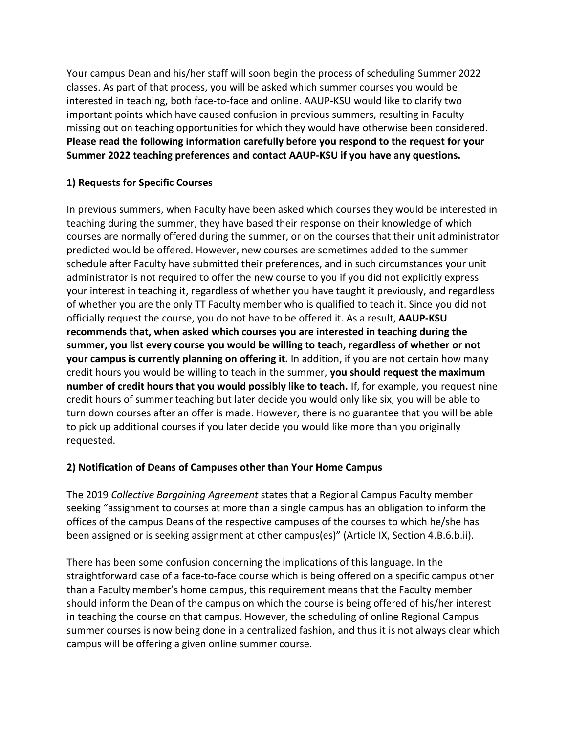Your campus Dean and his/her staff will soon begin the process of scheduling Summer 2022 classes. As part of that process, you will be asked which summer courses you would be interested in teaching, both face-to-face and online. AAUP-KSU would like to clarify two important points which have caused confusion in previous summers, resulting in Faculty missing out on teaching opportunities for which they would have otherwise been considered. **Please read the following information carefully before you respond to the request for your Summer 2022 teaching preferences and contact AAUP-KSU if you have any questions.**

## 1) Requests for Specific Courses

In previous summers, when Faculty have been asked which courses they would be interested in teaching during the summer, they have based their response on their knowledge of which courses are normally offered during the summer, or on the courses that their unit administrator predicted would be offered. However, new courses are sometimes added to the summer schedule after Faculty have submitted their preferences, and in such circumstances your unit administrator is not required to offer the new course to you if you did not explicitly express your interest in teaching it, regardless of whether you have taught it previously, and regardless of whether you are the only TT Faculty member who is qualified to teach it. Since you did not officially request the course, you do not have to be offered it. As a result, **AAUP-KSU recommends that, when asked which courses you are interested in teaching during the summer, you list every course you would be willing to teach, regardless of whether or not your campus is currently planning on offering it.** In addition, if you are not certain how many credit hours you would be willing to teach in the summer, **you should request the maximum number of credit hours that you would possibly like to teach.** If, for example, you request nine credit hours of summer teaching but later decide you would only like six, you will be able to turn down courses after an offer is made. However, there is no guarantee that you will be able to pick up additional courses if you later decide you would like more than you originally requested.

## 2) Notification of Deans of Campuses other than Your Home Campus

The 2019 *Collective Bargaining Agreement* states that a Regional Campus Faculty member seeking "assignment to courses at more than a single campus has an obligation to inform the offices of the campus Deans of the respective campuses of the courses to which he/she has been assigned or is seeking assignment at other campus(es)" (Article IX, Section 4.B.6.b.ii).

There has been some confusion concerning the implications of this language. In the straightforward case of a face-to-face course which is being offered on a specific campus other than a Faculty member's home campus, this requirement means that the Faculty member should inform the Dean of the campus on which the course is being offered of his/her interest in teaching the course on that campus. However, the scheduling of online Regional Campus summer courses is now being done in a centralized fashion, and thus it is not always clear which campus will be offering a given online summer course.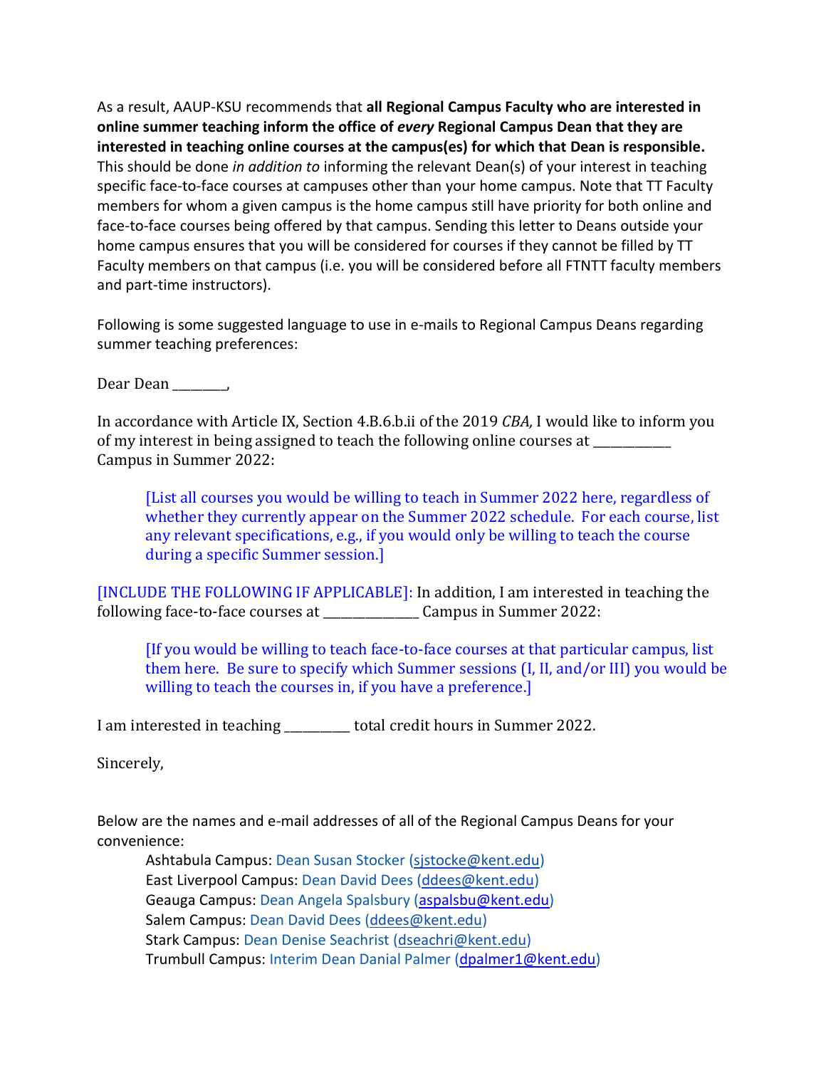As a result, AAUP-KSU recommends that **all Regional Campus Faculty who are interested in online summer teaching inform the office of *every* Regional Campus Dean that they are interested in teaching online courses at the campus(es) for which that Dean is responsible.** This should be done *in addition to* informing the relevant Dean(s) of your interest in teaching specific face-to-face courses at campuses other than your home campus. Note that TT Faculty members for whom a given campus is the home campus still have priority for both online and face-to-face courses being offered by that campus. Sending this letter to Deans outside your home campus ensures that you will be considered for courses if they cannot be filled by TT Faculty members on that campus (i.e. you will be considered before all FTNTT faculty members and part-time instructors).

Following is some suggested language to use in e-mails to Regional Campus Deans regarding summer teaching preferences:

Dear Dean ________,

In accordance with Article IX, Section 4.B.6.b.ii of the 2019 *CBA,* I would like to inform you of my interest in being assigned to teach the following online courses at ___________ Campus in Summer 2022:

> [List all courses you would be willing to teach in Summer 2022 here, regardless of whether they currently appear on the Summer 2022 schedule. For each course, list any relevant specifications, e.g., if you would only be willing to teach the course during a specific Summer session.]

[INCLUDE THE FOLLOWING IF APPLICABLE]: In addition, I am interested in teaching the following face-to-face courses at ______________ Campus in Summer 2022:

> [If you would be willing to teach face-to-face courses at that particular campus, list them here. Be sure to specify which Summer sessions (I, II, and/or III) you would be willing to teach the courses in, if you have a preference.]

I am interested in teaching _________ total credit hours in Summer 2022.

Sincerely,

Below are the names and e-mail addresses of all of the Regional Campus Deans for your convenience:

- Ashtabula Campus: Dean Susan Stocker (sjstocke@kent.edu)
- East Liverpool Campus: Dean David Dees (ddees@kent.edu)
- Geauga Campus: Dean Angela Spalsbury (aspalsbu@kent.edu)
- Salem Campus: Dean David Dees (ddees@kent.edu)
- Stark Campus: Dean Denise Seachrist (dseachri@kent.edu)
- Trumbull Campus: Interim Dean Danial Palmer (dpalmer1@kent.edu)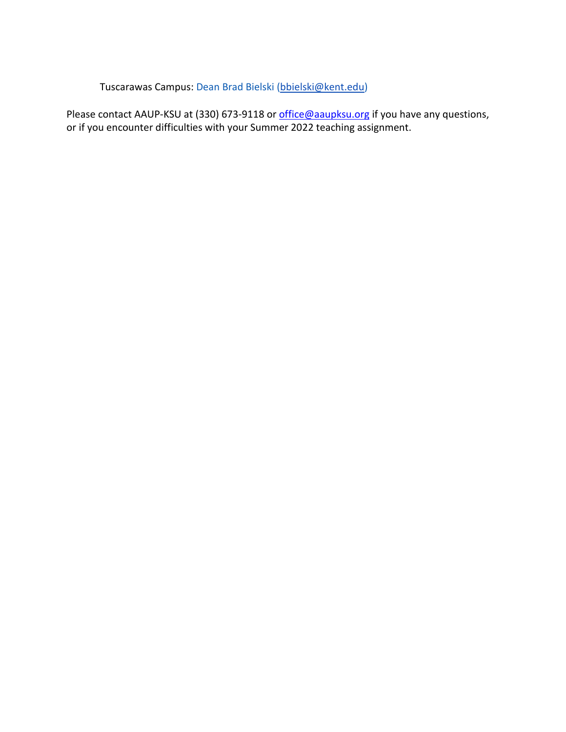Tuscarawas Campus: Dean Brad Bielski (bbielski@kent.edu)

Please contact AAUP-KSU at (330) 673-9118 or office@aaupksu.org if you have any questions, or if you encounter difficulties with your Summer 2022 teaching assignment.